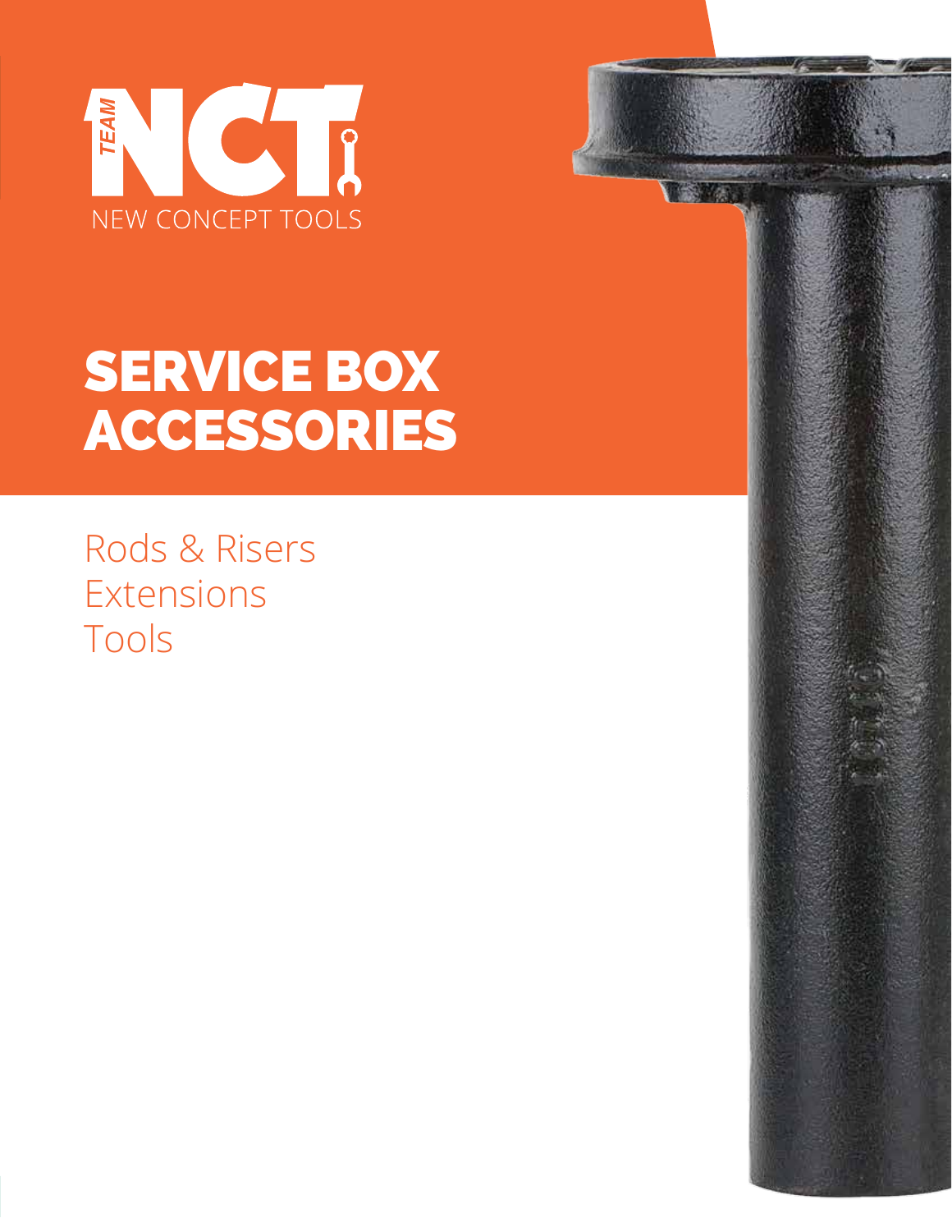TEAM NCT

NEW CONCEPT TOOLS

# SERVICE BOX ACCESSORIES

Rods & Risers
Extensions
Tools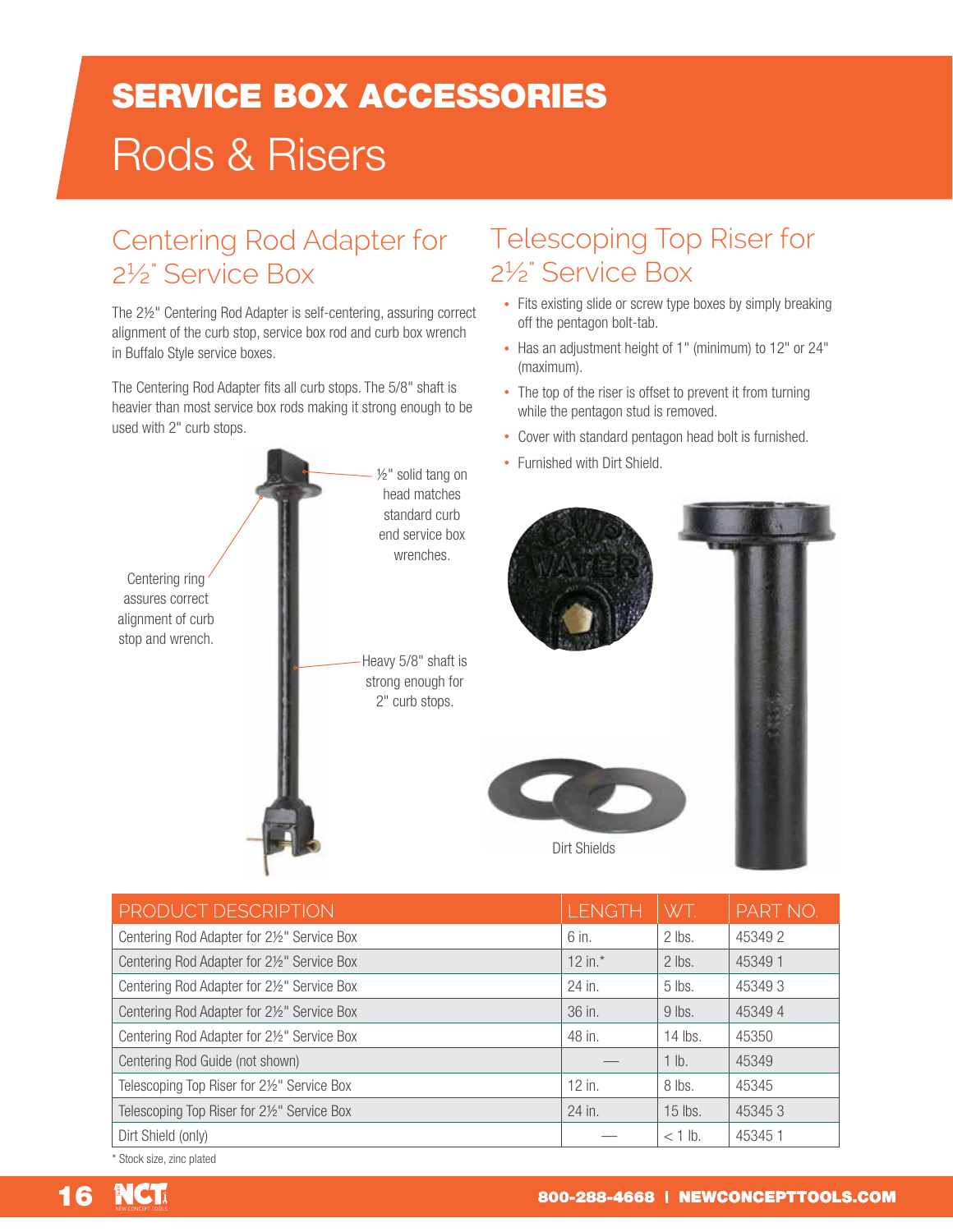# SERVICE BOX ACCESSORIES

## Rods & Risers

### Centering Rod Adapter for 2½" Service Box

The 2½" Centering Rod Adapter is self-centering, assuring correct alignment of the curb stop, service box rod and curb box wrench in Buffalo Style service boxes.

The Centering Rod Adapter fits all curb stops. The 5/8" shaft is heavier than most service box rods making it strong enough to be used with 2" curb stops.

½" solid tang on head matches standard curb end service box wrenches.

Centering ring assures correct alignment of curb stop and wrench.

Heavy 5/8" shaft is strong enough for 2" curb stops.

### Telescoping Top Riser for 2½" Service Box

- Fits existing slide or screw type boxes by simply breaking off the pentagon bolt-tab.
- Has an adjustment height of 1" (minimum) to 12" or 24" (maximum).
- The top of the riser is offset to prevent it from turning while the pentagon stud is removed.
- Cover with standard pentagon head bolt is furnished.
- Furnished with Dirt Shield.

Dirt Shields

| PRODUCT DESCRIPTION | LENGTH | WT. | PART NO. |
|---|---|---|---|
| Centering Rod Adapter for 2½" Service Box | 6 in. | 2 lbs. | 45349 2 |
| Centering Rod Adapter for 2½" Service Box | 12 in.* | 2 lbs. | 45349 1 |
| Centering Rod Adapter for 2½" Service Box | 24 in. | 5 lbs. | 45349 3 |
| Centering Rod Adapter for 2½" Service Box | 36 in. | 9 lbs. | 45349 4 |
| Centering Rod Adapter for 2½" Service Box | 48 in. | 14 lbs. | 45350 |
| Centering Rod Guide (not shown) | — | 1 lb. | 45349 |
| Telescoping Top Riser for 2½" Service Box | 12 in. | 8 lbs. | 45345 |
| Telescoping Top Riser for 2½" Service Box | 24 in. | 15 lbs. | 45345 3 |
| Dirt Shield (only) | — | < 1 lb. | 45345 1 |

\* Stock size, zinc plated

800-288-4668 | NEWCONCEPTTOOLS.COM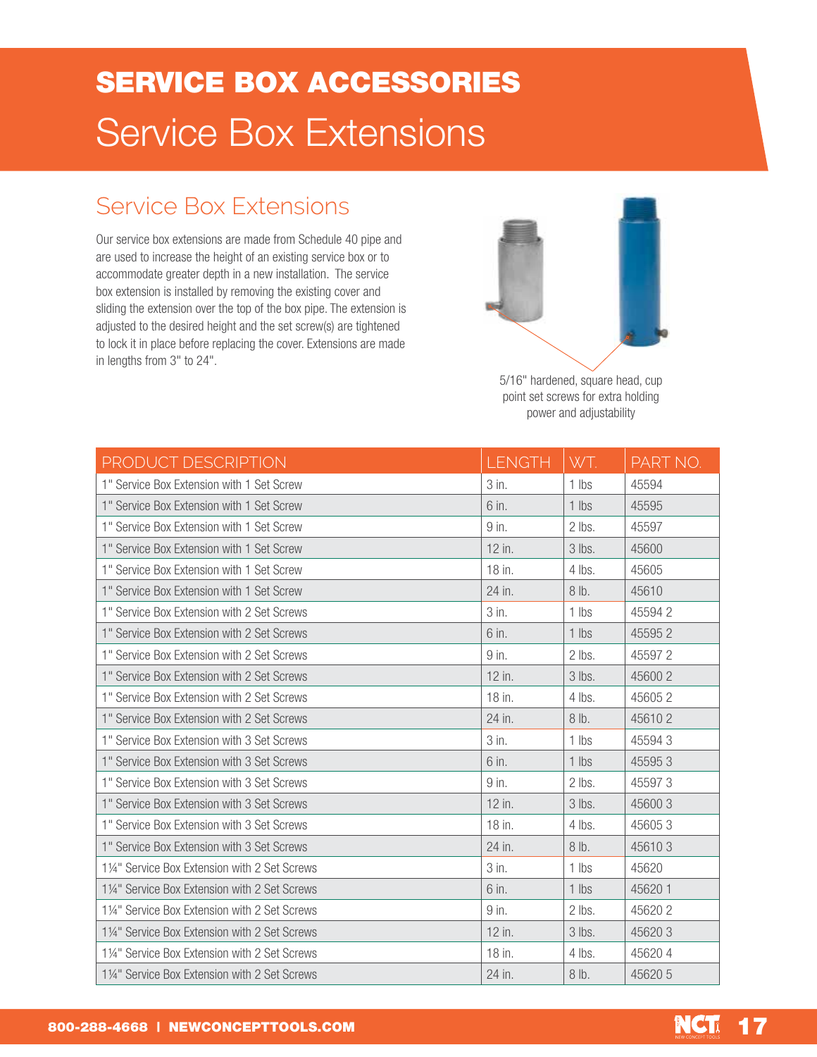# SERVICE BOX ACCESSORIES

## Service Box Extensions

### Service Box Extensions

Our service box extensions are made from Schedule 40 pipe and are used to increase the height of an existing service box or to accommodate greater depth in a new installation. The service box extension is installed by removing the existing cover and sliding the extension over the top of the box pipe. The extension is adjusted to the desired height and the set screw(s) are tightened to lock it in place before replacing the cover. Extensions are made in lengths from 3" to 24".

5/16" hardened, square head, cup point set screws for extra holding power and adjustability

| PRODUCT DESCRIPTION | LENGTH | WT. | PART NO. |
|---|---|---|---|
| 1" Service Box Extension with 1 Set Screw | 3 in. | 1 lbs | 45594 |
| 1" Service Box Extension with 1 Set Screw | 6 in. | 1 lbs | 45595 |
| 1" Service Box Extension with 1 Set Screw | 9 in. | 2 lbs. | 45597 |
| 1" Service Box Extension with 1 Set Screw | 12 in. | 3 lbs. | 45600 |
| 1" Service Box Extension with 1 Set Screw | 18 in. | 4 lbs. | 45605 |
| 1" Service Box Extension with 1 Set Screw | 24 in. | 8 lb. | 45610 |
| 1" Service Box Extension with 2 Set Screws | 3 in. | 1 lbs | 45594 2 |
| 1" Service Box Extension with 2 Set Screws | 6 in. | 1 lbs | 45595 2 |
| 1" Service Box Extension with 2 Set Screws | 9 in. | 2 lbs. | 45597 2 |
| 1" Service Box Extension with 2 Set Screws | 12 in. | 3 lbs. | 45600 2 |
| 1" Service Box Extension with 2 Set Screws | 18 in. | 4 lbs. | 45605 2 |
| 1" Service Box Extension with 2 Set Screws | 24 in. | 8 lb. | 45610 2 |
| 1" Service Box Extension with 3 Set Screws | 3 in. | 1 lbs | 45594 3 |
| 1" Service Box Extension with 3 Set Screws | 6 in. | 1 lbs | 45595 3 |
| 1" Service Box Extension with 3 Set Screws | 9 in. | 2 lbs. | 45597 3 |
| 1" Service Box Extension with 3 Set Screws | 12 in. | 3 lbs. | 45600 3 |
| 1" Service Box Extension with 3 Set Screws | 18 in. | 4 lbs. | 45605 3 |
| 1" Service Box Extension with 3 Set Screws | 24 in. | 8 lb. | 45610 3 |
| 1¼" Service Box Extension with 2 Set Screws | 3 in. | 1 lbs | 45620 |
| 1¼" Service Box Extension with 2 Set Screws | 6 in. | 1 lbs | 45620 1 |
| 1¼" Service Box Extension with 2 Set Screws | 9 in. | 2 lbs. | 45620 2 |
| 1¼" Service Box Extension with 2 Set Screws | 12 in. | 3 lbs. | 45620 3 |
| 1¼" Service Box Extension with 2 Set Screws | 18 in. | 4 lbs. | 45620 4 |
| 1¼" Service Box Extension with 2 Set Screws | 24 in. | 8 lb. | 45620 5 |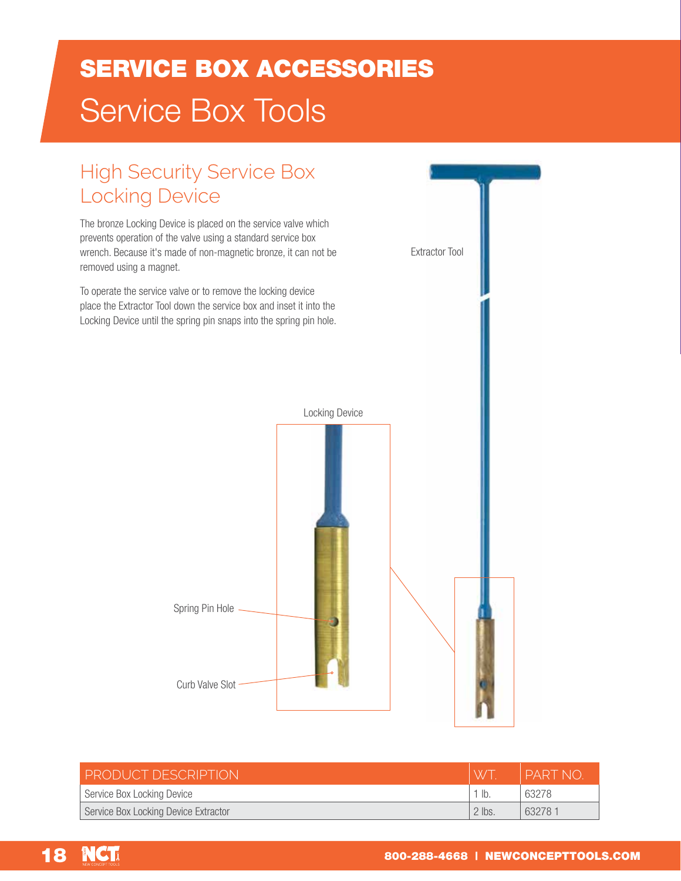# SERVICE BOX ACCESSORIES

## Service Box Tools

### High Security Service Box Locking Device

The bronze Locking Device is placed on the service valve which prevents operation of the valve using a standard service box wrench. Because it's made of non-magnetic bronze, it can not be removed using a magnet.

To operate the service valve or to remove the locking device place the Extractor Tool down the service box and inset it into the Locking Device until the spring pin snaps into the spring pin hole.

Extractor Tool

Locking Device

Spring Pin Hole

Curb Valve Slot

| PRODUCT DESCRIPTION | WT. | PART NO. |
|---|---|---|
| Service Box Locking Device | 1 lb. | 63278 |
| Service Box Locking Device Extractor | 2 lbs. | 63278 1 |